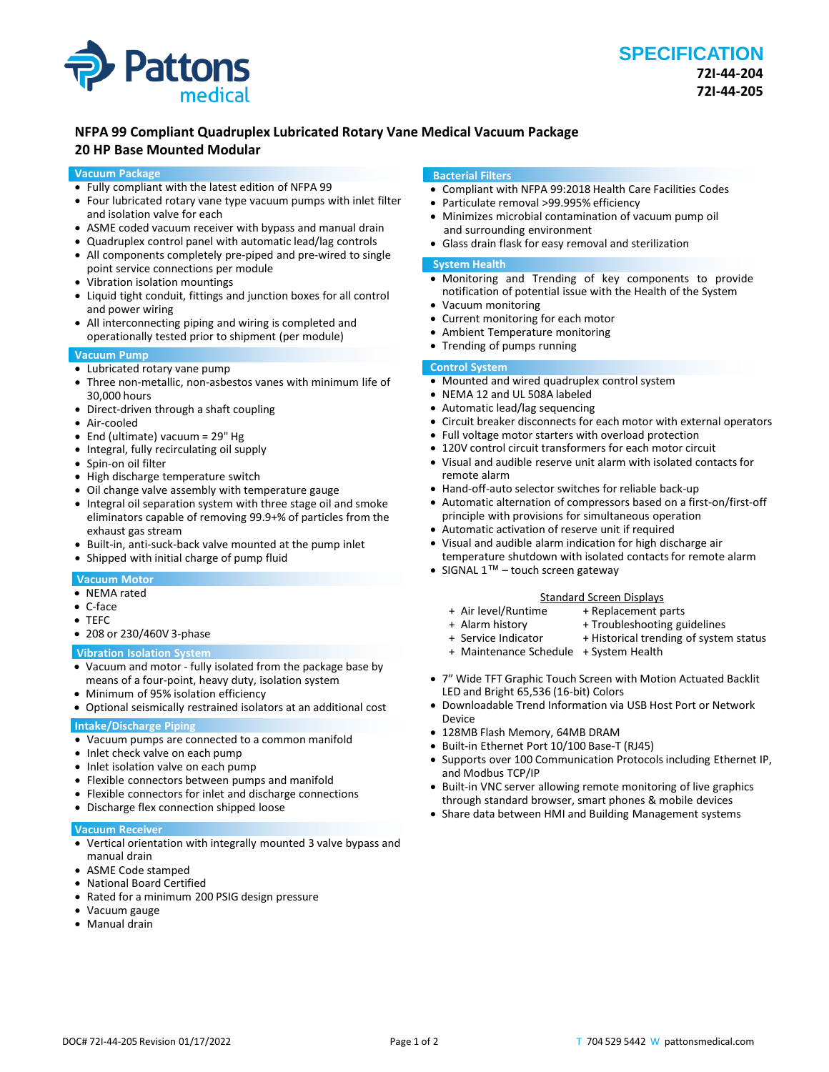Pattons medical

# SPECIFICATION

**72I-44-204**
**72I-44-205**

## NFPA 99 Compliant Quadruplex Lubricated Rotary Vane Medical Vacuum Package
## 20 HP Base Mounted Modular

### Vacuum Package

- Fully compliant with the latest edition of NFPA 99
- Four lubricated rotary vane type vacuum pumps with inlet filter and isolation valve for each
- ASME coded vacuum receiver with bypass and manual drain
- Quadruplex control panel with automatic lead/lag controls
- All components completely pre-piped and pre-wired to single point service connections per module
- Vibration isolation mountings
- Liquid tight conduit, fittings and junction boxes for all control and power wiring
- All interconnecting piping and wiring is completed and operationally tested prior to shipment (per module)

### Vacuum Pump

- Lubricated rotary vane pump
- Three non-metallic, non-asbestos vanes with minimum life of 30,000 hours
- Direct-driven through a shaft coupling
- Air-cooled
- End (ultimate) vacuum = 29" Hg
- Integral, fully recirculating oil supply
- Spin-on oil filter
- High discharge temperature switch
- Oil change valve assembly with temperature gauge
- Integral oil separation system with three stage oil and smoke eliminators capable of removing 99.9+% of particles from the exhaust gas stream
- Built-in, anti-suck-back valve mounted at the pump inlet
- Shipped with initial charge of pump fluid

### Vacuum Motor

- NEMA rated
- C-face
- TEFC
- 208 or 230/460V 3-phase

### Vibration Isolation System

- Vacuum and motor - fully isolated from the package base by means of a four-point, heavy duty, isolation system
- Minimum of 95% isolation efficiency
- Optional seismically restrained isolators at an additional cost

### Intake/Discharge Piping

- Vacuum pumps are connected to a common manifold
- Inlet check valve on each pump
- Inlet isolation valve on each pump
- Flexible connectors between pumps and manifold
- Flexible connectors for inlet and discharge connections
- Discharge flex connection shipped loose

### Vacuum Receiver

- Vertical orientation with integrally mounted 3 valve bypass and manual drain
- ASME Code stamped
- National Board Certified
- Rated for a minimum 200 PSIG design pressure
- Vacuum gauge
- Manual drain

### Bacterial Filters

- Compliant with NFPA 99:2018 Health Care Facilities Codes
- Particulate removal >99.995% efficiency
- Minimizes microbial contamination of vacuum pump oil and surrounding environment
- Glass drain flask for easy removal and sterilization

### System Health

- Monitoring and Trending of key components to provide notification of potential issue with the Health of the System
- Vacuum monitoring
- Current monitoring for each motor
- Ambient Temperature monitoring
- Trending of pumps running

### Control System

- Mounted and wired quadruplex control system
- NEMA 12 and UL 508A labeled
- Automatic lead/lag sequencing
- Circuit breaker disconnects for each motor with external operators
- Full voltage motor starters with overload protection
- 120V control circuit transformers for each motor circuit
- Visual and audible reserve unit alarm with isolated contacts for remote alarm
- Hand-off-auto selector switches for reliable back-up
- Automatic alternation of compressors based on a first-on/first-off principle with provisions for simultaneous operation
- Automatic activation of reserve unit if required
- Visual and audible alarm indication for high discharge air temperature shutdown with isolated contacts for remote alarm
- SIGNAL 1™ – touch screen gateway

Standard Screen Displays

- + Air level/Runtime
- + Alarm history
- + Service Indicator
- + Maintenance Schedule
- + Replacement parts
- + Troubleshooting guidelines
- + Historical trending of system status
- + System Health

- 7" Wide TFT Graphic Touch Screen with Motion Actuated Backlit LED and Bright 65,536 (16-bit) Colors
- Downloadable Trend Information via USB Host Port or Network Device
- 128MB Flash Memory, 64MB DRAM
- Built-in Ethernet Port 10/100 Base-T (RJ45)
- Supports over 100 Communication Protocols including Ethernet IP, and Modbus TCP/IP
- Built-in VNC server allowing remote monitoring of live graphics through standard browser, smart phones & mobile devices
- Share data between HMI and Building Management systems

DOC# 72I-44-205 Revision 01/17/2022 T 704 529 5442 W pattonsmedical.com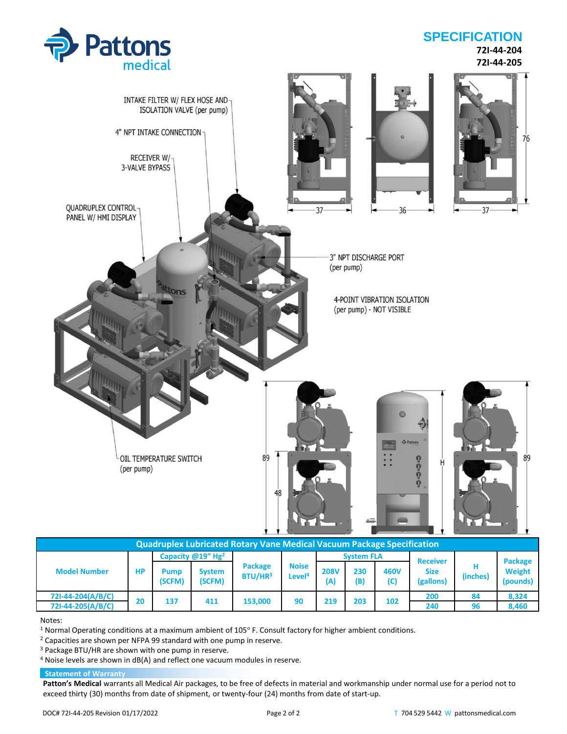# SPECIFICATION

**72I-44-204**
**72I-44-205**

INTAKE FILTER W/ FLEX HOSE AND ISOLATION VALVE (per pump)

4" NPT INTAKE CONNECTION

RECEIVER W/ 3-VALVE BYPASS

QUADRUPLEX CONTROL PANEL W/ HMI DISPLAY

3" NPT DISCHARGE PORT (per pump)

4-POINT VIBRATION ISOLATION (per pump) - NOT VISIBLE

OIL TEMPERATURE SWITCH (per pump)

37

36

37

76

89

48

H

89

| Quadruplex Lubricated Rotary Vane Medical Vacuum Package Specification | | | | | | | | | | | |
|---|---|---|---|---|---|---|---|---|---|---|---|
| Model Number | HP | Capacity @19" Hg[2] | | Package BTU/HR[3] | Noise Level[4] | System FLA | | | Receiver Size (gallons) | H (inches) | Package Weight (pounds) |
| | | Pump (SCFM) | System (SCFM) | | | 208V (A) | 230 (B) | 460V (C) | | | |
| 72I-44-204(A/B/C) | 20 | 137 | 411 | 153,000 | 90 | 219 | 203 | 102 | 200 | 84 | 8,324 |
| 72I-44-205(A/B/C) | 20 | 137 | 411 | 153,000 | 90 | 219 | 203 | 102 | 240 | 96 | 8,460 |

Notes:

[1] Normal Operating conditions at a maximum ambient of 105° F. Consult factory for higher ambient conditions.

[2] Capacities are shown per NFPA 99 standard with one pump in reserve.

[3] Package BTU/HR are shown with one pump in reserve.

[4] Noise levels are shown in dB(A) and reflect one vacuum modules in reserve.

## Statement of Warranty

**Patton's Medical** warrants all Medical Air packages, to be free of defects in material and workmanship under normal use for a period not to exceed thirty (30) months from date of shipment, or twenty-four (24) months from date of start-up.

DOC# 72I-44-205 Revision 01/17/2022

T 704 529 5442 W pattonsmedical.com